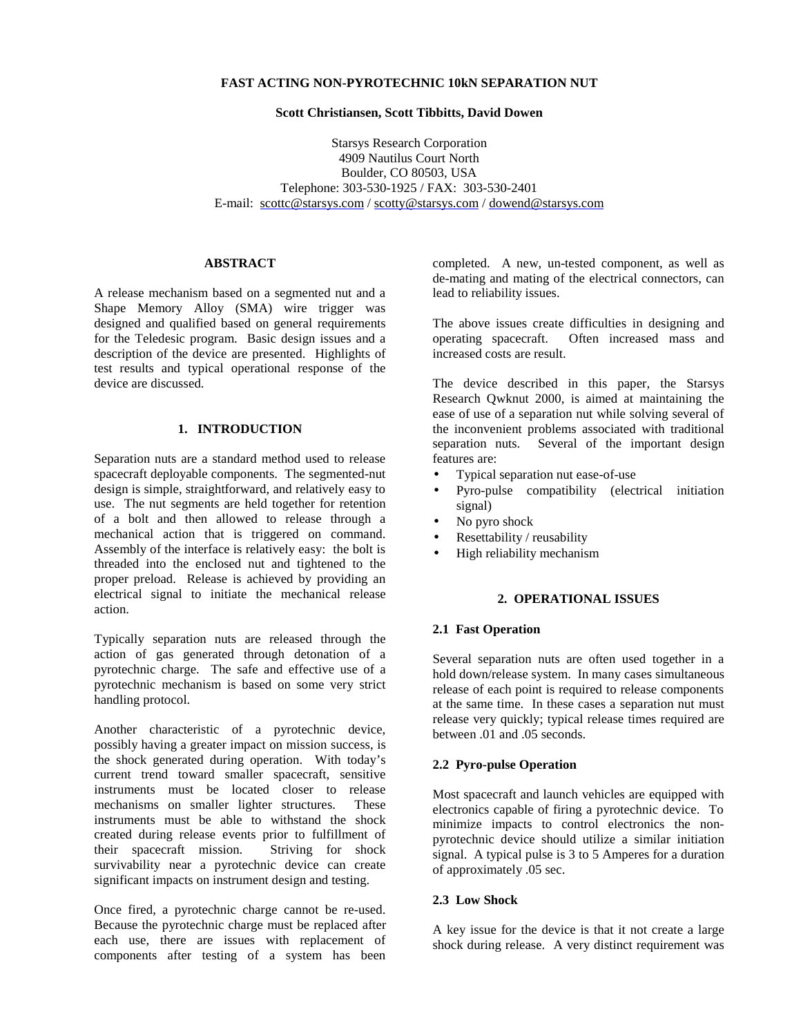# FAST ACTING NON-PYROTECHNIC 10kN SEPARATION NUT

**Scott Christiansen, Scott Tibbitts, David Dowen**

Starsys Research Corporation
4909 Nautilus Court North
Boulder, CO 80503, USA
Telephone: 303-530-1925 / FAX: 303-530-2401
E-mail: scottc@starsys.com / scotty@starsys.com / dowend@starsys.com

## ABSTRACT

A release mechanism based on a segmented nut and a Shape Memory Alloy (SMA) wire trigger was designed and qualified based on general requirements for the Teledesic program. Basic design issues and a description of the device are presented. Highlights of test results and typical operational response of the device are discussed.

## 1. INTRODUCTION

Separation nuts are a standard method used to release spacecraft deployable components. The segmented-nut design is simple, straightforward, and relatively easy to use. The nut segments are held together for retention of a bolt and then allowed to release through a mechanical action that is triggered on command. Assembly of the interface is relatively easy: the bolt is threaded into the enclosed nut and tightened to the proper preload. Release is achieved by providing an electrical signal to initiate the mechanical release action.

Typically separation nuts are released through the action of gas generated through detonation of a pyrotechnic charge. The safe and effective use of a pyrotechnic mechanism is based on some very strict handling protocol.

Another characteristic of a pyrotechnic device, possibly having a greater impact on mission success, is the shock generated during operation. With today's current trend toward smaller spacecraft, sensitive instruments must be located closer to release mechanisms on smaller lighter structures. These instruments must be able to withstand the shock created during release events prior to fulfillment of their spacecraft mission. Striving for shock survivability near a pyrotechnic device can create significant impacts on instrument design and testing.

Once fired, a pyrotechnic charge cannot be re-used. Because the pyrotechnic charge must be replaced after each use, there are issues with replacement of components after testing of a system has been completed. A new, un-tested component, as well as de-mating and mating of the electrical connectors, can lead to reliability issues.

The above issues create difficulties in designing and operating spacecraft. Often increased mass and increased costs are result.

The device described in this paper, the Starsys Research Qwknut 2000, is aimed at maintaining the ease of use of a separation nut while solving several of the inconvenient problems associated with traditional separation nuts. Several of the important design features are:

- Typical separation nut ease-of-use
- Pyro-pulse compatibility (electrical initiation signal)
- No pyro shock
- Resettability / reusability
- High reliability mechanism

## 2. OPERATIONAL ISSUES

### 2.1 Fast Operation

Several separation nuts are often used together in a hold down/release system. In many cases simultaneous release of each point is required to release components at the same time. In these cases a separation nut must release very quickly; typical release times required are between .01 and .05 seconds.

### 2.2 Pyro-pulse Operation

Most spacecraft and launch vehicles are equipped with electronics capable of firing a pyrotechnic device. To minimize impacts to control electronics the non-pyrotechnic device should utilize a similar initiation signal. A typical pulse is 3 to 5 Amperes for a duration of approximately .05 sec.

### 2.3 Low Shock

A key issue for the device is that it not create a large shock during release. A very distinct requirement was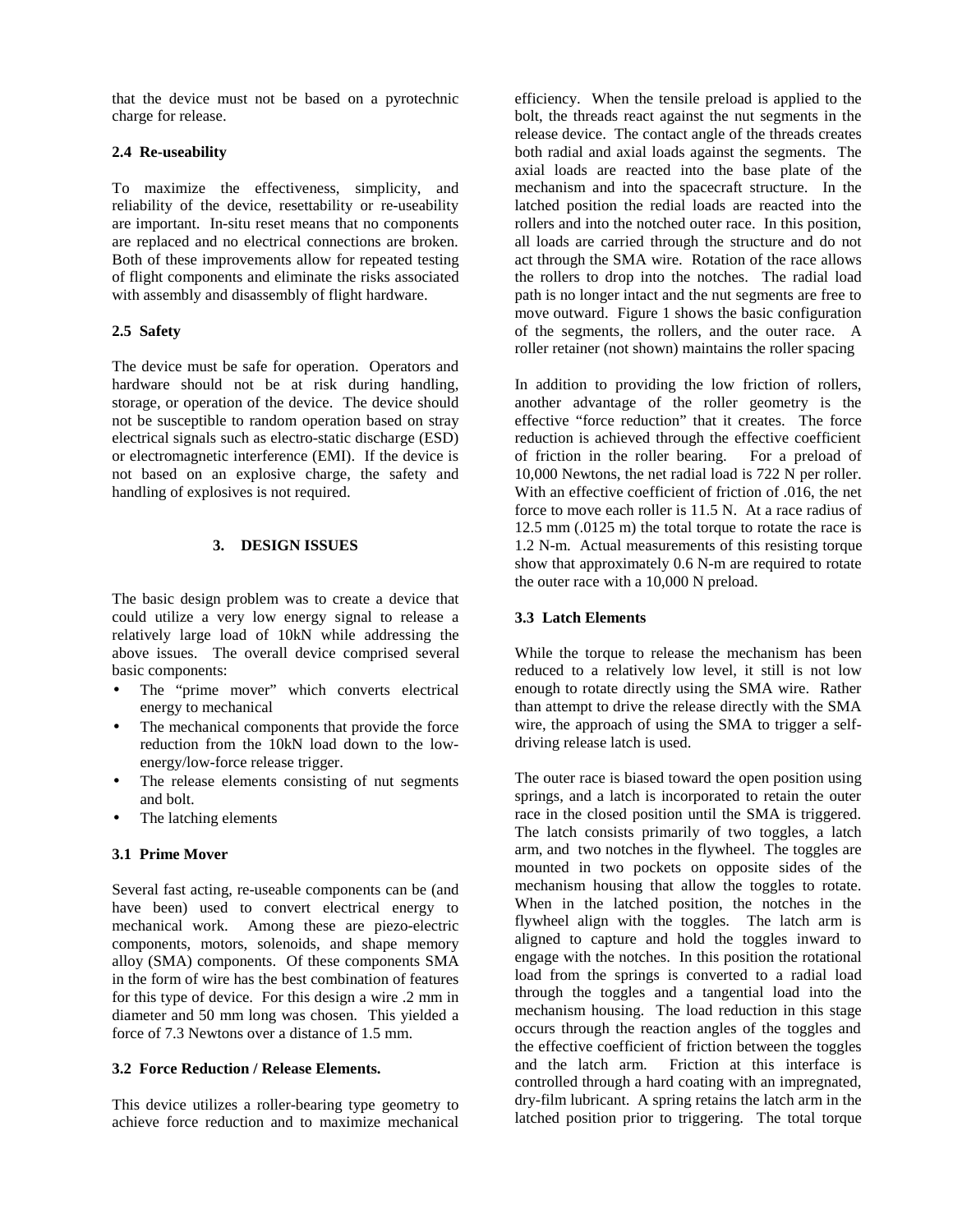that the device must not be based on a pyrotechnic charge for release.

### 2.4 Re-useability

To maximize the effectiveness, simplicity, and reliability of the device, resettability or re-useability are important. In-situ reset means that no components are replaced and no electrical connections are broken. Both of these improvements allow for repeated testing of flight components and eliminate the risks associated with assembly and disassembly of flight hardware.

### 2.5 Safety

The device must be safe for operation. Operators and hardware should not be at risk during handling, storage, or operation of the device. The device should not be susceptible to random operation based on stray electrical signals such as electro-static discharge (ESD) or electromagnetic interference (EMI). If the device is not based on an explosive charge, the safety and handling of explosives is not required.

## 3. DESIGN ISSUES

The basic design problem was to create a device that could utilize a very low energy signal to release a relatively large load of 10kN while addressing the above issues. The overall device comprised several basic components:

- The "prime mover" which converts electrical energy to mechanical
- The mechanical components that provide the force reduction from the 10kN load down to the low-energy/low-force release trigger.
- The release elements consisting of nut segments and bolt.
- The latching elements

### 3.1 Prime Mover

Several fast acting, re-useable components can be (and have been) used to convert electrical energy to mechanical work. Among these are piezo-electric components, motors, solenoids, and shape memory alloy (SMA) components. Of these components SMA in the form of wire has the best combination of features for this type of device. For this design a wire .2 mm in diameter and 50 mm long was chosen. This yielded a force of 7.3 Newtons over a distance of 1.5 mm.

### 3.2 Force Reduction / Release Elements.

This device utilizes a roller-bearing type geometry to achieve force reduction and to maximize mechanical efficiency. When the tensile preload is applied to the bolt, the threads react against the nut segments in the release device. The contact angle of the threads creates both radial and axial loads against the segments. The axial loads are reacted into the base plate of the mechanism and into the spacecraft structure. In the latched position the redial loads are reacted into the rollers and into the notched outer race. In this position, all loads are carried through the structure and do not act through the SMA wire. Rotation of the race allows the rollers to drop into the notches. The radial load path is no longer intact and the nut segments are free to move outward. Figure 1 shows the basic configuration of the segments, the rollers, and the outer race. A roller retainer (not shown) maintains the roller spacing

In addition to providing the low friction of rollers, another advantage of the roller geometry is the effective "force reduction" that it creates. The force reduction is achieved through the effective coefficient of friction in the roller bearing. For a preload of 10,000 Newtons, the net radial load is 722 N per roller. With an effective coefficient of friction of .016, the net force to move each roller is 11.5 N. At a race radius of 12.5 mm (.0125 m) the total torque to rotate the race is 1.2 N-m. Actual measurements of this resisting torque show that approximately 0.6 N-m are required to rotate the outer race with a 10,000 N preload.

### 3.3 Latch Elements

While the torque to release the mechanism has been reduced to a relatively low level, it still is not low enough to rotate directly using the SMA wire. Rather than attempt to drive the release directly with the SMA wire, the approach of using the SMA to trigger a self-driving release latch is used.

The outer race is biased toward the open position using springs, and a latch is incorporated to retain the outer race in the closed position until the SMA is triggered. The latch consists primarily of two toggles, a latch arm, and two notches in the flywheel. The toggles are mounted in two pockets on opposite sides of the mechanism housing that allow the toggles to rotate. When in the latched position, the notches in the flywheel align with the toggles. The latch arm is aligned to capture and hold the toggles inward to engage with the notches. In this position the rotational load from the springs is converted to a radial load through the toggles and a tangential load into the mechanism housing. The load reduction in this stage occurs through the reaction angles of the toggles and the effective coefficient of friction between the toggles and the latch arm. Friction at this interface is controlled through a hard coating with an impregnated, dry-film lubricant. A spring retains the latch arm in the latched position prior to triggering. The total torque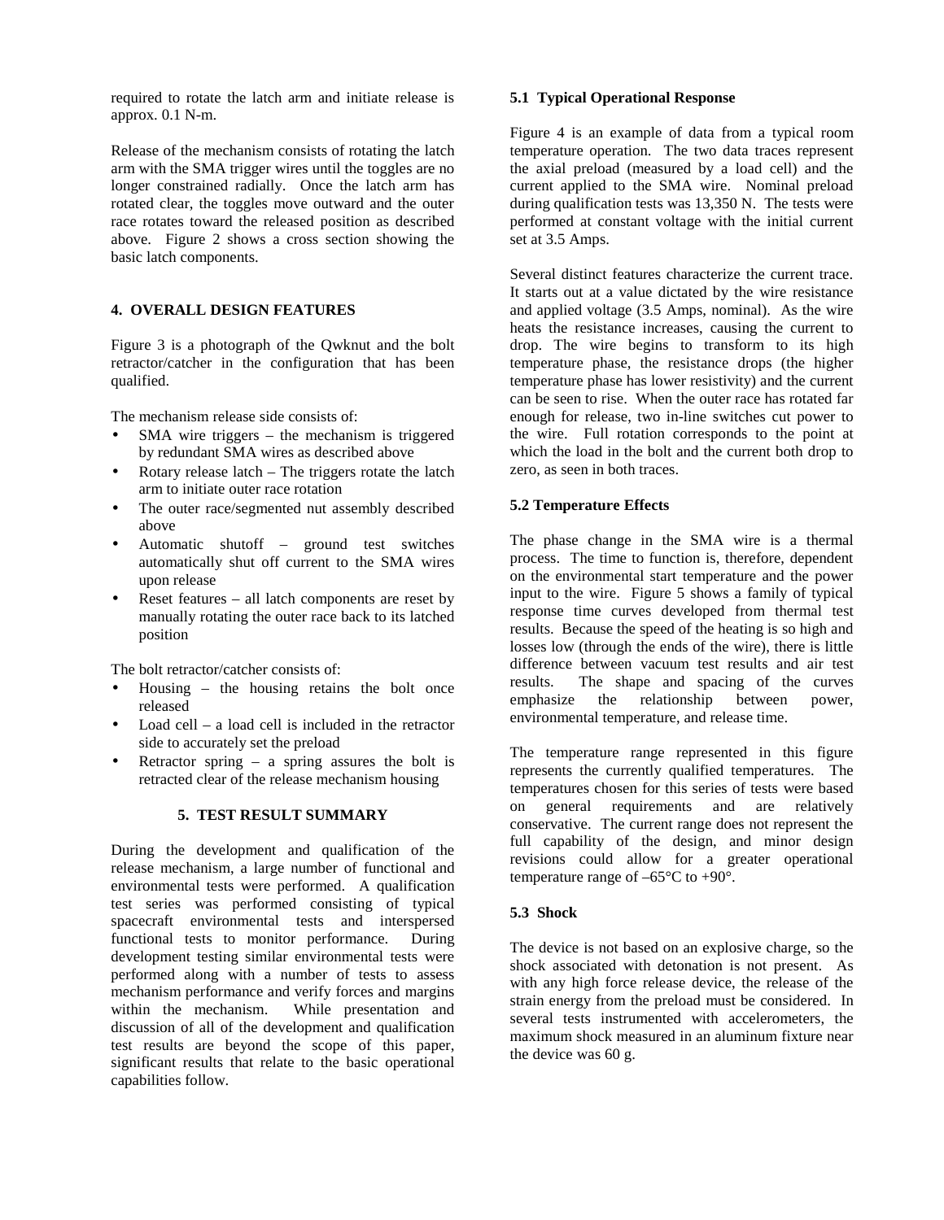required to rotate the latch arm and initiate release is approx. 0.1 N-m.

Release of the mechanism consists of rotating the latch arm with the SMA trigger wires until the toggles are no longer constrained radially. Once the latch arm has rotated clear, the toggles move outward and the outer race rotates toward the released position as described above. Figure 2 shows a cross section showing the basic latch components.

## 4. OVERALL DESIGN FEATURES

Figure 3 is a photograph of the Qwknut and the bolt retractor/catcher in the configuration that has been qualified.

The mechanism release side consists of:

- SMA wire triggers – the mechanism is triggered by redundant SMA wires as described above
- Rotary release latch – The triggers rotate the latch arm to initiate outer race rotation
- The outer race/segmented nut assembly described above
- Automatic shutoff – ground test switches automatically shut off current to the SMA wires upon release
- Reset features – all latch components are reset by manually rotating the outer race back to its latched position

The bolt retractor/catcher consists of:

- Housing – the housing retains the bolt once released
- Load cell – a load cell is included in the retractor side to accurately set the preload
- Retractor spring – a spring assures the bolt is retracted clear of the release mechanism housing

## 5. TEST RESULT SUMMARY

During the development and qualification of the release mechanism, a large number of functional and environmental tests were performed. A qualification test series was performed consisting of typical spacecraft environmental tests and interspersed functional tests to monitor performance. During development testing similar environmental tests were performed along with a number of tests to assess mechanism performance and verify forces and margins within the mechanism. While presentation and discussion of all of the development and qualification test results are beyond the scope of this paper, significant results that relate to the basic operational capabilities follow.

### 5.1 Typical Operational Response

Figure 4 is an example of data from a typical room temperature operation. The two data traces represent the axial preload (measured by a load cell) and the current applied to the SMA wire. Nominal preload during qualification tests was 13,350 N. The tests were performed at constant voltage with the initial current set at 3.5 Amps.

Several distinct features characterize the current trace. It starts out at a value dictated by the wire resistance and applied voltage (3.5 Amps, nominal). As the wire heats the resistance increases, causing the current to drop. The wire begins to transform to its high temperature phase, the resistance drops (the higher temperature phase has lower resistivity) and the current can be seen to rise. When the outer race has rotated far enough for release, two in-line switches cut power to the wire. Full rotation corresponds to the point at which the load in the bolt and the current both drop to zero, as seen in both traces.

### 5.2 Temperature Effects

The phase change in the SMA wire is a thermal process. The time to function is, therefore, dependent on the environmental start temperature and the power input to the wire. Figure 5 shows a family of typical response time curves developed from thermal test results. Because the speed of the heating is so high and losses low (through the ends of the wire), there is little difference between vacuum test results and air test results. The shape and spacing of the curves emphasize the relationship between power, environmental temperature, and release time.

The temperature range represented in this figure represents the currently qualified temperatures. The temperatures chosen for this series of tests were based on general requirements and are relatively conservative. The current range does not represent the full capability of the design, and minor design revisions could allow for a greater operational temperature range of –65°C to +90°.

### 5.3 Shock

The device is not based on an explosive charge, so the shock associated with detonation is not present. As with any high force release device, the release of the strain energy from the preload must be considered. In several tests instrumented with accelerometers, the maximum shock measured in an aluminum fixture near the device was 60 g.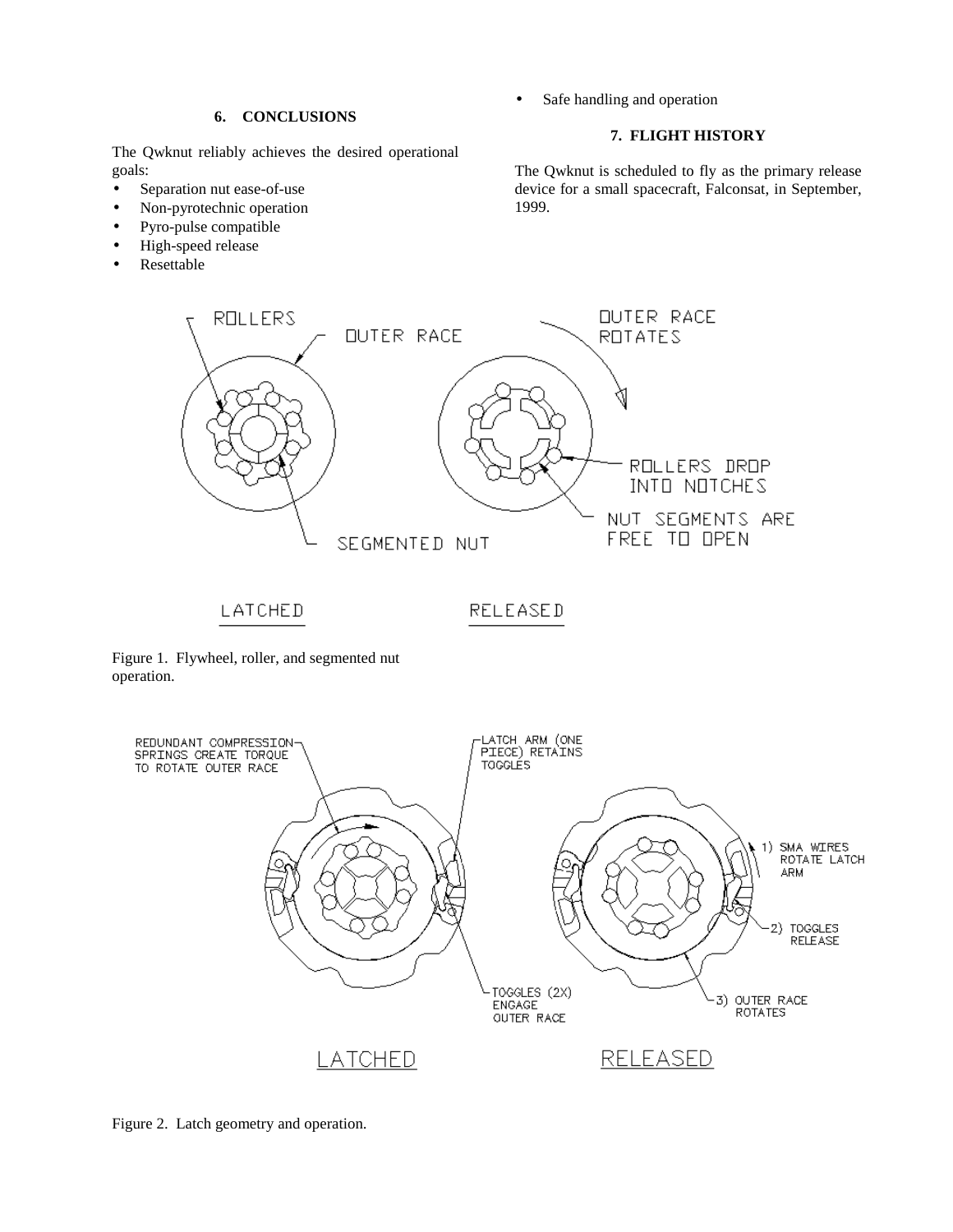## 6. CONCLUSIONS

The Qwknut reliably achieves the desired operational goals:

- Separation nut ease-of-use
- Non-pyrotechnic operation
- Pyro-pulse compatible
- High-speed release
- Resettable
- Safe handling and operation

## 7. FLIGHT HISTORY

The Qwknut is scheduled to fly as the primary release device for a small spacecraft, Falconsat, in September, 1999.

Figure 1. Flywheel, roller, and segmented nut operation.

Figure 2. Latch geometry and operation.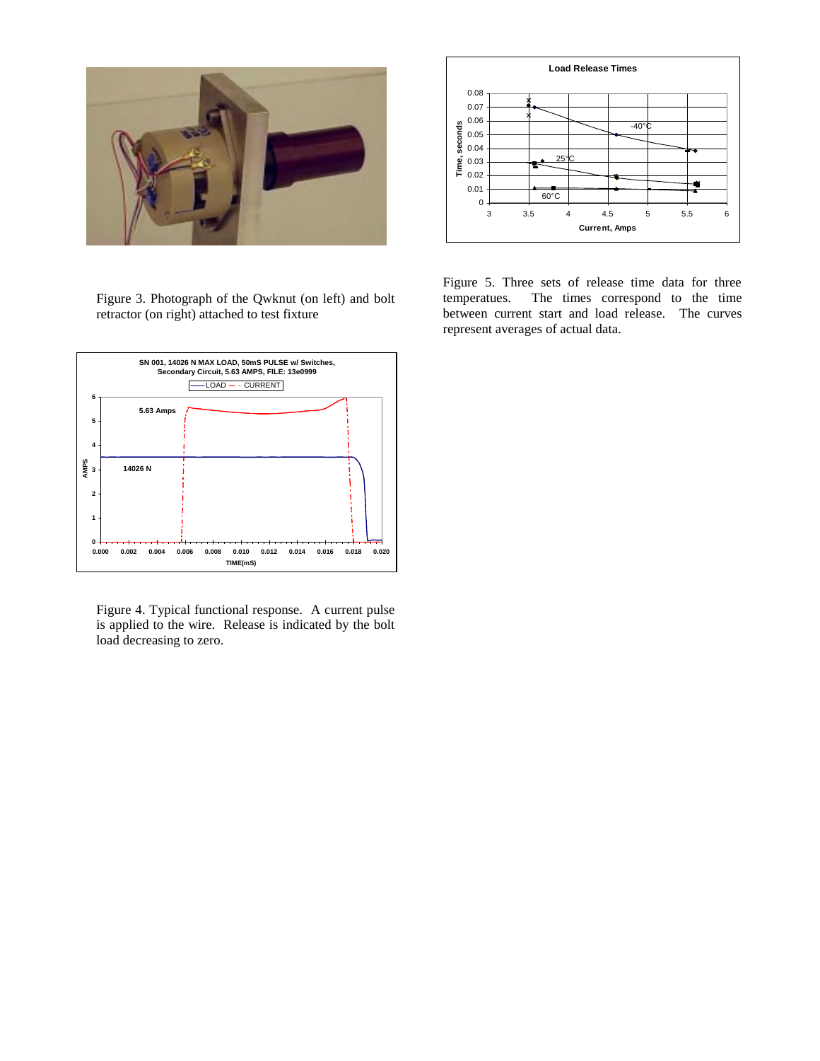Figure 3. Photograph of the Qwknut (on left) and bolt retractor (on right) attached to test fixture

SN 001, 14026 N MAX LOAD, 50mS PULSE w/ Switches, Secondary Circuit, 5.63 AMPS, FILE: 13e0999

LOAD — · CURRENT

5.63 Amps

14026 N

AMPS

0 1 2 3 4 5 6

0.000 0.002 0.004 0.006 0.008 0.010 0.012 0.014 0.016 0.018 0.020

TIME(mS)

Figure 4. Typical functional response. A current pulse is applied to the wire. Release is indicated by the bolt load decreasing to zero.

Load Release Times

Time, seconds

0 0.01 0.02 0.03 0.04 0.05 0.06 0.07 0.08

3 3.5 4 4.5 5 5.5 6

Current, Amps

-40°C

25°C

60°C

Figure 5. Three sets of release time data for three temperatues. The times correspond to the time between current start and load release. The curves represent averages of actual data.